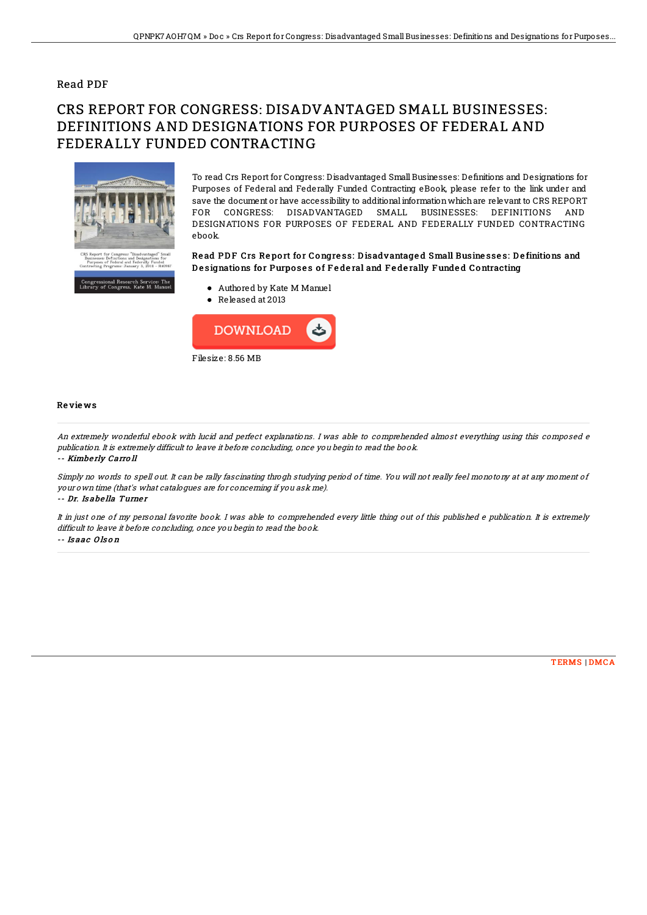Read PDF

# CRS REPORT FOR CONGRESS: DISADVANTAGED SMALL BUSINESSES: DEFINITIONS AND DESIGNATIONS FOR PURPOSES OF FEDERAL AND FEDERALLY FUNDED CONTRACTING

To read Crs Report for Congress: Disadvantaged Small Businesses: Definitions and Designations for Purposes of Federal and Federally Funded Contracting eBook, please refer to the link under and save the document or have accessibility to additional information which are relevant to CRS REPORT FOR CONGRESS: DISADVANTAGED SMALL BUSINESSES: DEFINITIONS AND DESIGNATIONS FOR PURPOSES OF FEDERAL AND FEDERALLY FUNDED CONTRACTING ebook.

### Read PDF Crs Report for Congress: Disadvantaged Small Businesses: Definitions and Designations for Purposes of Federal and Federally Funded Contracting

- Authored by Kate M Manuel
- Released at 2013

DOWNLOAD

Filesize: 8.56 MB

## Reviews

*An extremely wonderful ebook with lucid and perfect explanations. I was able to comprehended almost everything using this composed e publication. It is extremely difficult to leave it before concluding, once you begin to read the book.*

-- ***Kimberly Carroll***

*Simply no words to spell out. It can be rally fascinating throgh studying period of time. You will not really feel monotony at at any moment of your own time (that's what catalogues are for concerning if you ask me).*

-- ***Dr. Isabella Turner***

*It in just one of my personal favorite book. I was able to comprehended every little thing out of this published e publication. It is extremely difficult to leave it before concluding, once you begin to read the book.*

-- ***Isaac Olson***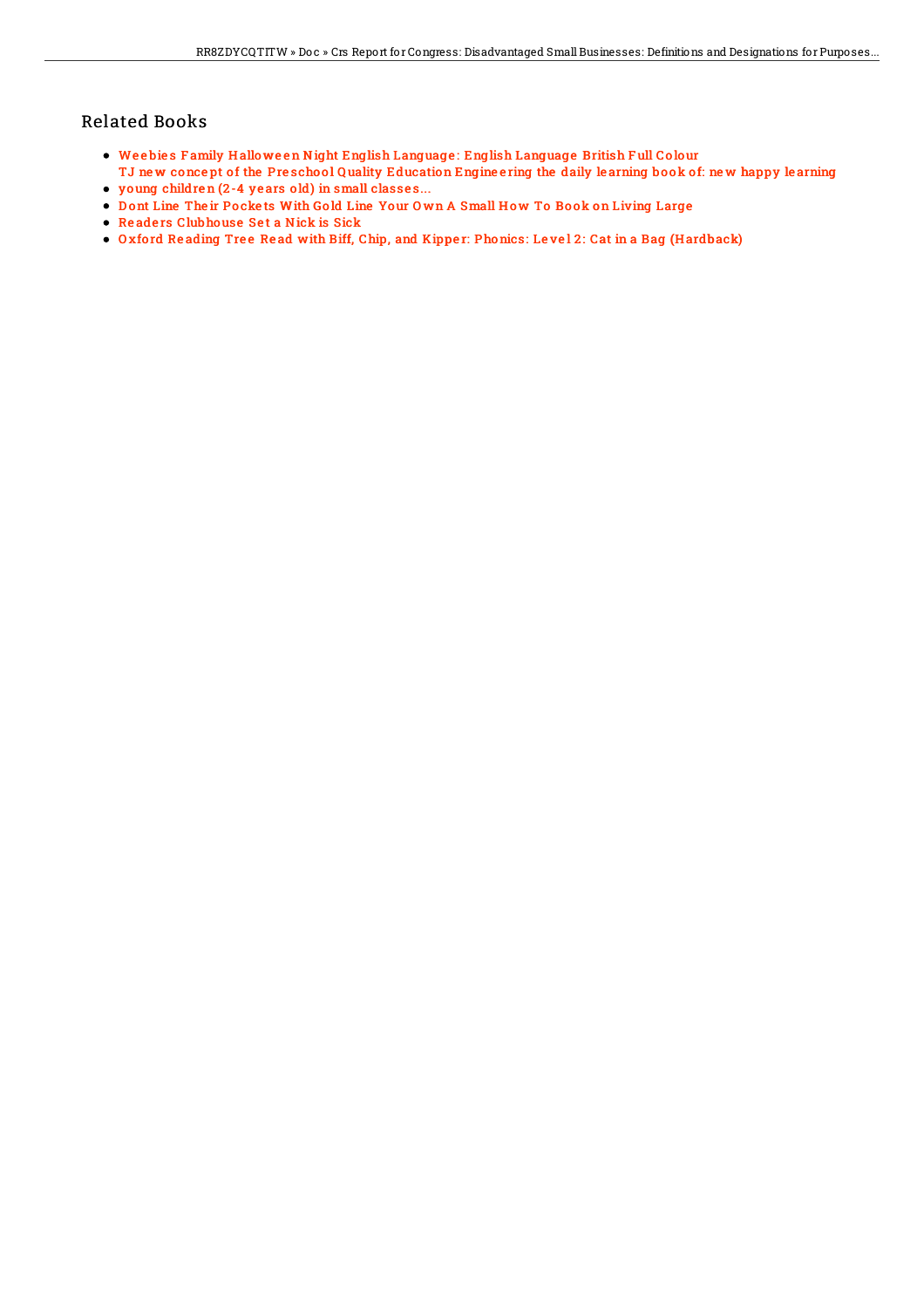## Related Books

- Weebies Family Halloween Night English Language: English Language British Full Colour
- TJ new concept of the Preschool Quality Education Engineering the daily learning book of: new happy learning young children (2-4 years old) in small classes...
- Dont Line Their Pockets With Gold Line Your Own A Small How To Book on Living Large
- Readers Clubhouse Set a Nick is Sick
- Oxford Reading Tree Read with Biff, Chip, and Kipper: Phonics: Level 2: Cat in a Bag (Hardback)